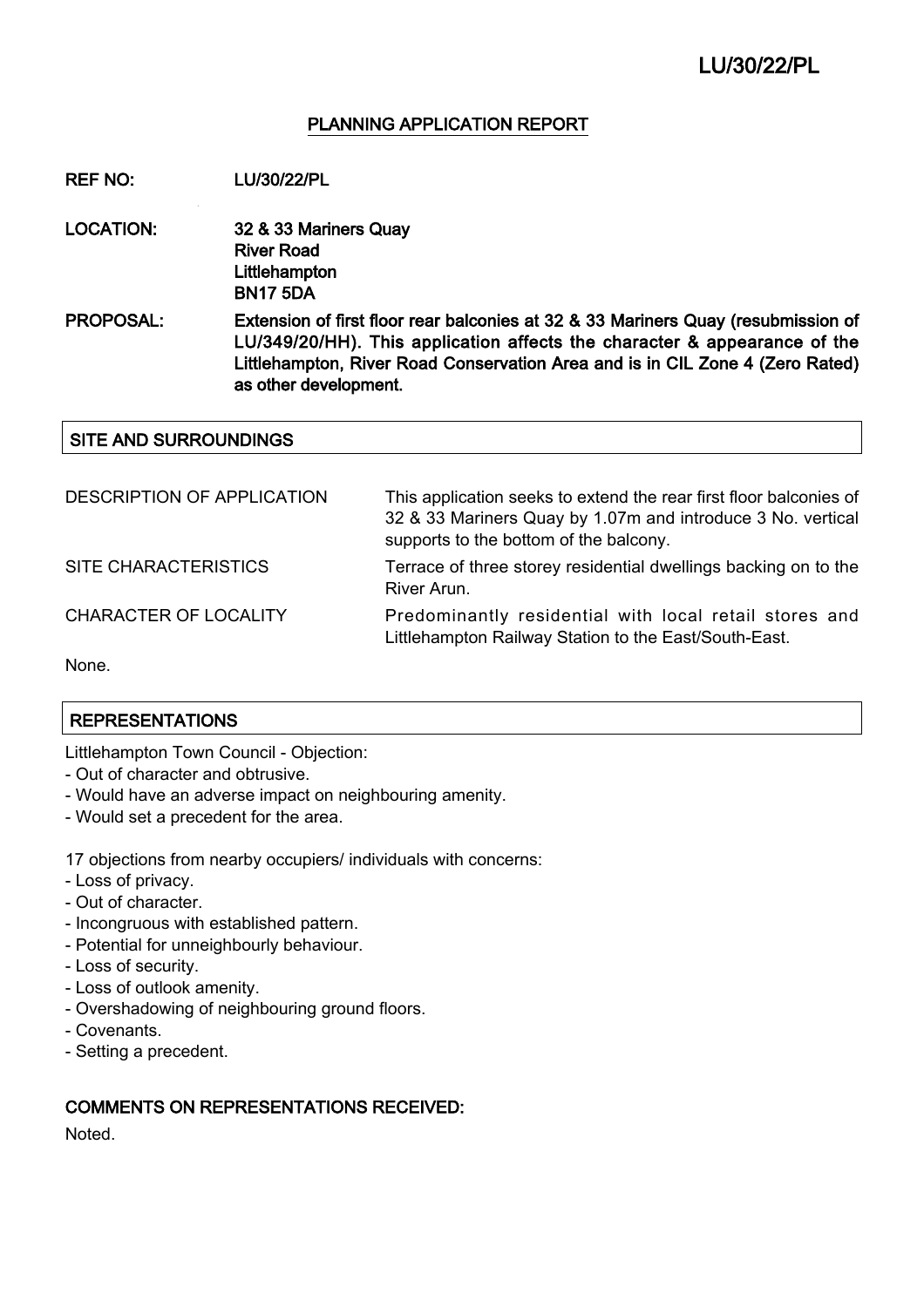# PLANNING APPLICATION REPORT

**REF NO:** LU/30/22/PL

**LOCATION:** 32 & 33 Mariners Quay
River Road
Littlehampton
BN17 5DA

**PROPOSAL:** Extension of first floor rear balconies at 32 & 33 Mariners Quay (resubmission of LU/349/20/HH). This application affects the character & appearance of the Littlehampton, River Road Conservation Area and is in CIL Zone 4 (Zero Rated) as other development.

## SITE AND SURROUNDINGS

| | |
|---|---|
| DESCRIPTION OF APPLICATION | This application seeks to extend the rear first floor balconies of 32 & 33 Mariners Quay by 1.07m and introduce 3 No. vertical supports to the bottom of the balcony. |
| SITE CHARACTERISTICS | Terrace of three storey residential dwellings backing on to the River Arun. |
| CHARACTER OF LOCALITY | Predominantly residential with local retail stores and Littlehampton Railway Station to the East/South-East. |

None.

## REPRESENTATIONS

Littlehampton Town Council - Objection:

- Out of character and obtrusive.
- Would have an adverse impact on neighbouring amenity.
- Would set a precedent for the area.

17 objections from nearby occupiers/ individuals with concerns:

- Loss of privacy.
- Out of character.
- Incongruous with established pattern.
- Potential for unneighbourly behaviour.
- Loss of security.
- Loss of outlook amenity.
- Overshadowing of neighbouring ground floors.
- Covenants.
- Setting a precedent.

### COMMENTS ON REPRESENTATIONS RECEIVED:

Noted.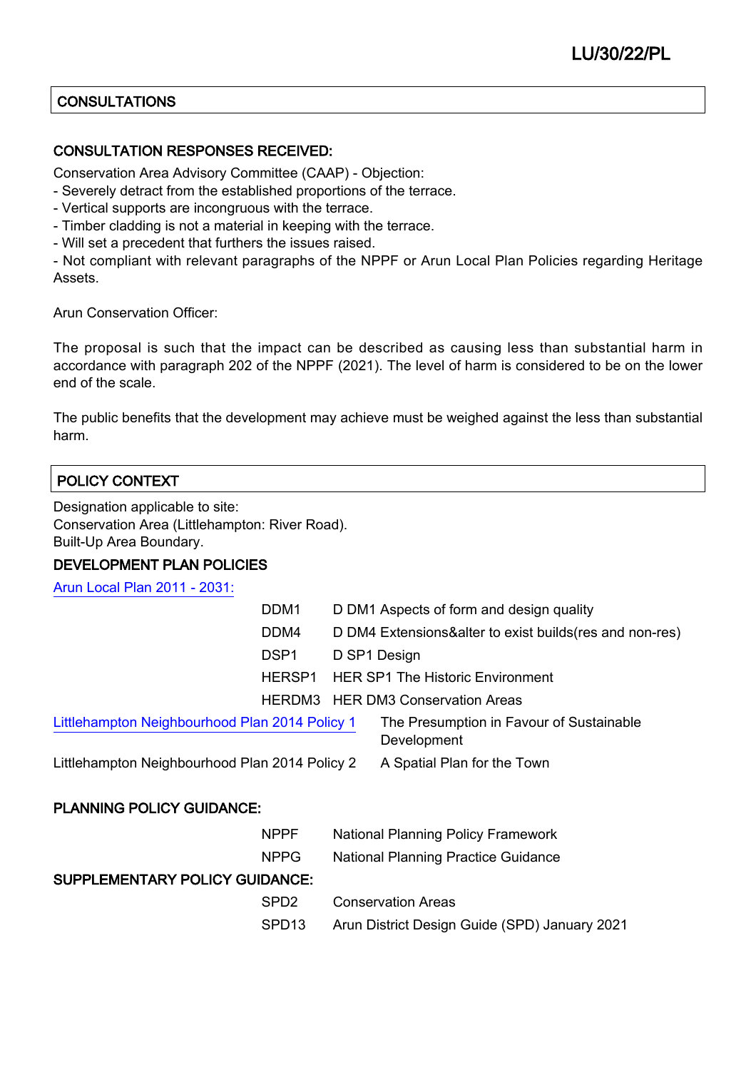## CONSULTATIONS

### CONSULTATION RESPONSES RECEIVED:

Conservation Area Advisory Committee (CAAP) - Objection:
- Severely detract from the established proportions of the terrace.
- Vertical supports are incongruous with the terrace.
- Timber cladding is not a material in keeping with the terrace.
- Will set a precedent that furthers the issues raised.
- Not compliant with relevant paragraphs of the NPPF or Arun Local Plan Policies regarding Heritage Assets.

Arun Conservation Officer:

The proposal is such that the impact can be described as causing less than substantial harm in accordance with paragraph 202 of the NPPF (2021). The level of harm is considered to be on the lower end of the scale.

The public benefits that the development may achieve must be weighed against the less than substantial harm.

## POLICY CONTEXT

Designation applicable to site:
Conservation Area (Littlehampton: River Road).
Built-Up Area Boundary.

### DEVELOPMENT PLAN POLICIES

Arun Local Plan 2011 - 2031:

| | |
|---|---|
| DDM1 | D DM1 Aspects of form and design quality |
| DDM4 | D DM4 Extensions&alter to exist builds(res and non-res) |
| DSP1 | D SP1 Design |
| HERSP1 | HER SP1 The Historic Environment |
| HERDM3 | HER DM3 Conservation Areas |

| | |
|---|---|
| Littlehampton Neighbourhood Plan 2014 Policy 1 | The Presumption in Favour of Sustainable Development |
| Littlehampton Neighbourhood Plan 2014 Policy 2 | A Spatial Plan for the Town |

### PLANNING POLICY GUIDANCE:

| | |
|---|---|
| NPPF | National Planning Policy Framework |
| NPPG | National Planning Practice Guidance |

### SUPPLEMENTARY POLICY GUIDANCE:

| | |
|---|---|
| SPD2 | Conservation Areas |
| SPD13 | Arun District Design Guide (SPD) January 2021 |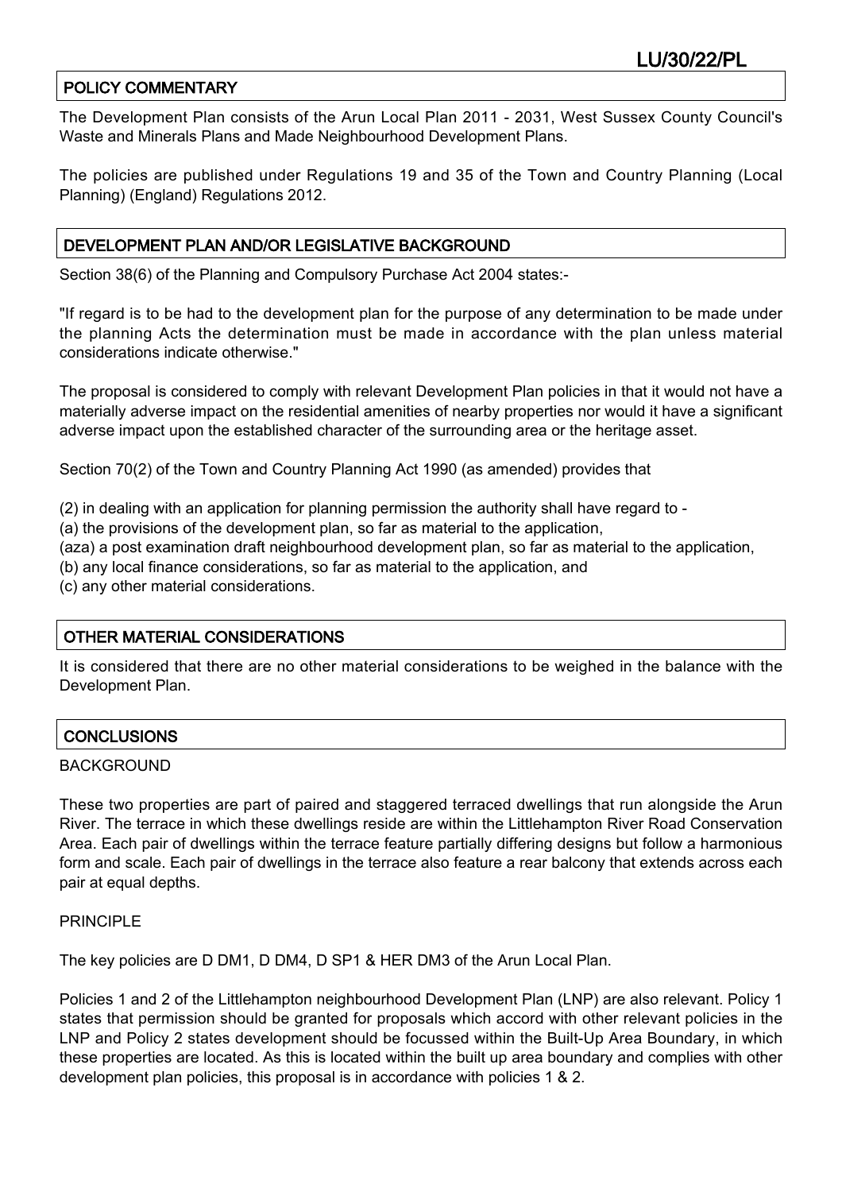## POLICY COMMENTARY

The Development Plan consists of the Arun Local Plan 2011 - 2031, West Sussex County Council's Waste and Minerals Plans and Made Neighbourhood Development Plans.

The policies are published under Regulations 19 and 35 of the Town and Country Planning (Local Planning) (England) Regulations 2012.

## DEVELOPMENT PLAN AND/OR LEGISLATIVE BACKGROUND

Section 38(6) of the Planning and Compulsory Purchase Act 2004 states:-

"If regard is to be had to the development plan for the purpose of any determination to be made under the planning Acts the determination must be made in accordance with the plan unless material considerations indicate otherwise."

The proposal is considered to comply with relevant Development Plan policies in that it would not have a materially adverse impact on the residential amenities of nearby properties nor would it have a significant adverse impact upon the established character of the surrounding area or the heritage asset.

Section 70(2) of the Town and Country Planning Act 1990 (as amended) provides that

(2) in dealing with an application for planning permission the authority shall have regard to -
(a) the provisions of the development plan, so far as material to the application,
(aza) a post examination draft neighbourhood development plan, so far as material to the application,
(b) any local finance considerations, so far as material to the application, and
(c) any other material considerations.

## OTHER MATERIAL CONSIDERATIONS

It is considered that there are no other material considerations to be weighed in the balance with the Development Plan.

## CONCLUSIONS

BACKGROUND

These two properties are part of paired and staggered terraced dwellings that run alongside the Arun River. The terrace in which these dwellings reside are within the Littlehampton River Road Conservation Area. Each pair of dwellings within the terrace feature partially differing designs but follow a harmonious form and scale. Each pair of dwellings in the terrace also feature a rear balcony that extends across each pair at equal depths.

PRINCIPLE

The key policies are D DM1, D DM4, D SP1 & HER DM3 of the Arun Local Plan.

Policies 1 and 2 of the Littlehampton neighbourhood Development Plan (LNP) are also relevant. Policy 1 states that permission should be granted for proposals which accord with other relevant policies in the LNP and Policy 2 states development should be focussed within the Built-Up Area Boundary, in which these properties are located. As this is located within the built up area boundary and complies with other development plan policies, this proposal is in accordance with policies 1 & 2.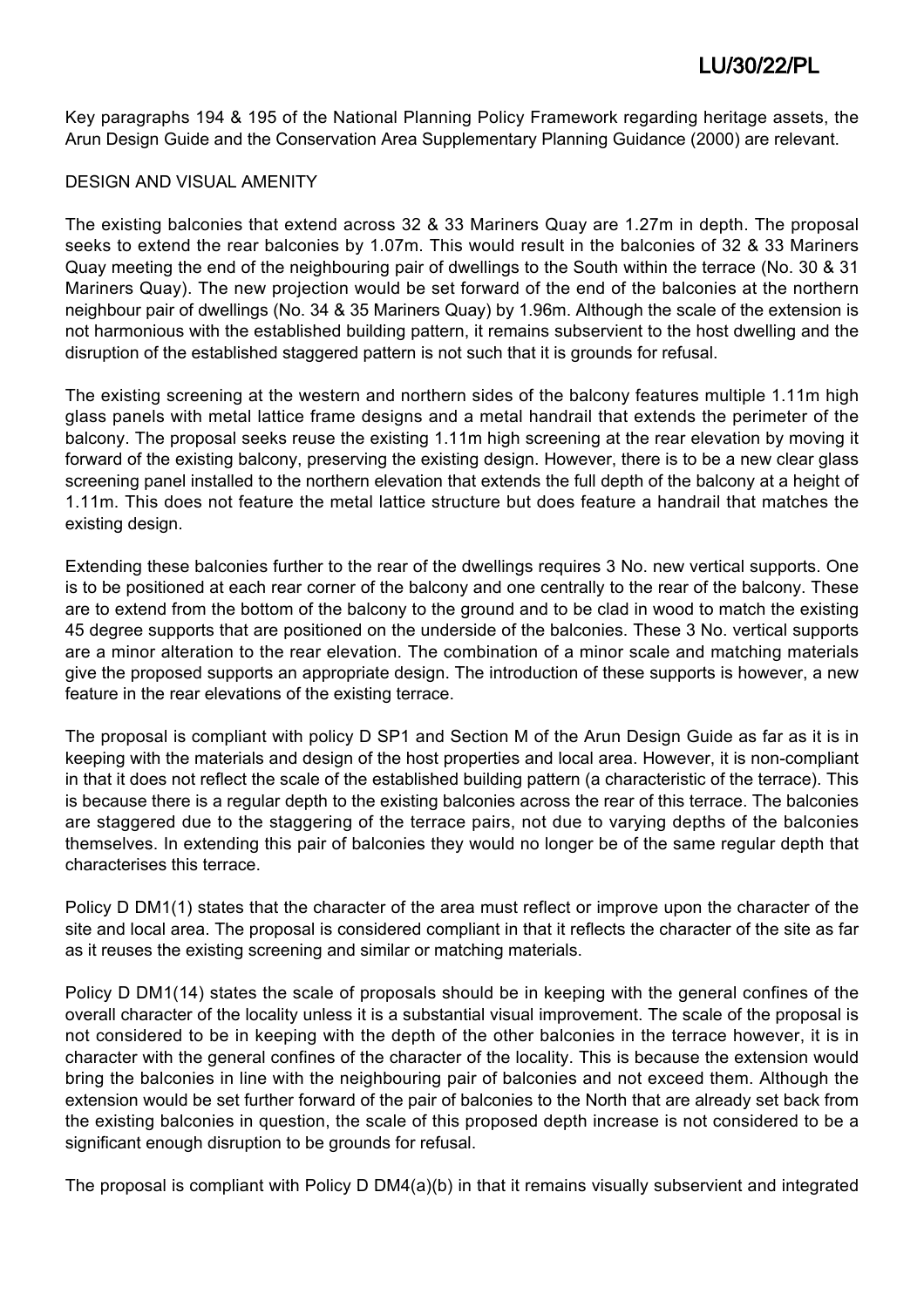Key paragraphs 194 & 195 of the National Planning Policy Framework regarding heritage assets, the Arun Design Guide and the Conservation Area Supplementary Planning Guidance (2000) are relevant.

DESIGN AND VISUAL AMENITY

The existing balconies that extend across 32 & 33 Mariners Quay are 1.27m in depth. The proposal seeks to extend the rear balconies by 1.07m. This would result in the balconies of 32 & 33 Mariners Quay meeting the end of the neighbouring pair of dwellings to the South within the terrace (No. 30 & 31 Mariners Quay). The new projection would be set forward of the end of the balconies at the northern neighbour pair of dwellings (No. 34 & 35 Mariners Quay) by 1.96m. Although the scale of the extension is not harmonious with the established building pattern, it remains subservient to the host dwelling and the disruption of the established staggered pattern is not such that it is grounds for refusal.

The existing screening at the western and northern sides of the balcony features multiple 1.11m high glass panels with metal lattice frame designs and a metal handrail that extends the perimeter of the balcony. The proposal seeks reuse the existing 1.11m high screening at the rear elevation by moving it forward of the existing balcony, preserving the existing design. However, there is to be a new clear glass screening panel installed to the northern elevation that extends the full depth of the balcony at a height of 1.11m. This does not feature the metal lattice structure but does feature a handrail that matches the existing design.

Extending these balconies further to the rear of the dwellings requires 3 No. new vertical supports. One is to be positioned at each rear corner of the balcony and one centrally to the rear of the balcony. These are to extend from the bottom of the balcony to the ground and to be clad in wood to match the existing 45 degree supports that are positioned on the underside of the balconies. These 3 No. vertical supports are a minor alteration to the rear elevation. The combination of a minor scale and matching materials give the proposed supports an appropriate design. The introduction of these supports is however, a new feature in the rear elevations of the existing terrace.

The proposal is compliant with policy D SP1 and Section M of the Arun Design Guide as far as it is in keeping with the materials and design of the host properties and local area. However, it is non-compliant in that it does not reflect the scale of the established building pattern (a characteristic of the terrace). This is because there is a regular depth to the existing balconies across the rear of this terrace. The balconies are staggered due to the staggering of the terrace pairs, not due to varying depths of the balconies themselves. In extending this pair of balconies they would no longer be of the same regular depth that characterises this terrace.

Policy D DM1(1) states that the character of the area must reflect or improve upon the character of the site and local area. The proposal is considered compliant in that it reflects the character of the site as far as it reuses the existing screening and similar or matching materials.

Policy D DM1(14) states the scale of proposals should be in keeping with the general confines of the overall character of the locality unless it is a substantial visual improvement. The scale of the proposal is not considered to be in keeping with the depth of the other balconies in the terrace however, it is in character with the general confines of the character of the locality. This is because the extension would bring the balconies in line with the neighbouring pair of balconies and not exceed them. Although the extension would be set further forward of the pair of balconies to the North that are already set back from the existing balconies in question, the scale of this proposed depth increase is not considered to be a significant enough disruption to be grounds for refusal.

The proposal is compliant with Policy D DM4(a)(b) in that it remains visually subservient and integrated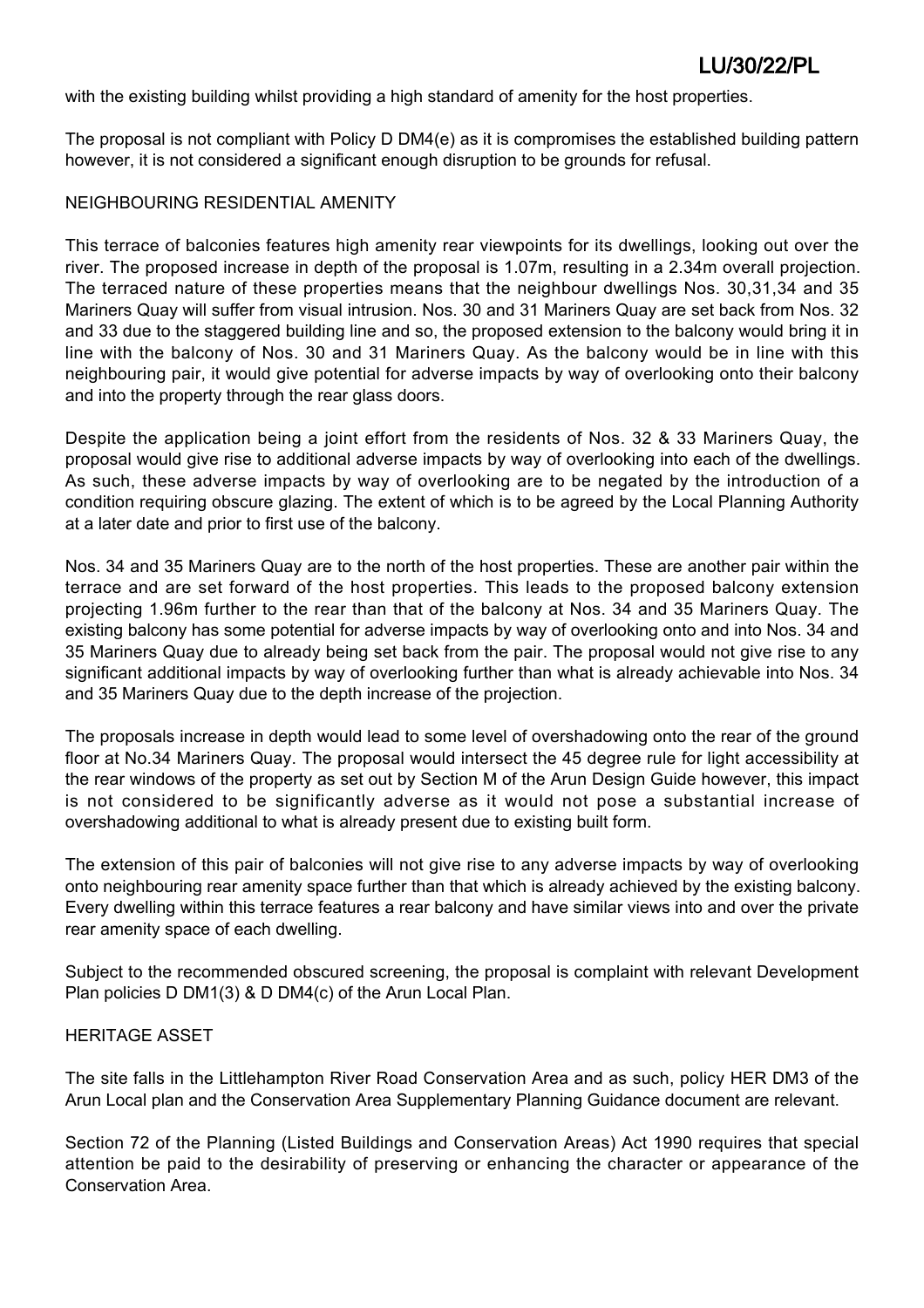with the existing building whilst providing a high standard of amenity for the host properties.

The proposal is not compliant with Policy D DM4(e) as it is compromises the established building pattern however, it is not considered a significant enough disruption to be grounds for refusal.

NEIGHBOURING RESIDENTIAL AMENITY

This terrace of balconies features high amenity rear viewpoints for its dwellings, looking out over the river. The proposed increase in depth of the proposal is 1.07m, resulting in a 2.34m overall projection. The terraced nature of these properties means that the neighbour dwellings Nos. 30,31,34 and 35 Mariners Quay will suffer from visual intrusion. Nos. 30 and 31 Mariners Quay are set back from Nos. 32 and 33 due to the staggered building line and so, the proposed extension to the balcony would bring it in line with the balcony of Nos. 30 and 31 Mariners Quay. As the balcony would be in line with this neighbouring pair, it would give potential for adverse impacts by way of overlooking onto their balcony and into the property through the rear glass doors.

Despite the application being a joint effort from the residents of Nos. 32 & 33 Mariners Quay, the proposal would give rise to additional adverse impacts by way of overlooking into each of the dwellings. As such, these adverse impacts by way of overlooking are to be negated by the introduction of a condition requiring obscure glazing. The extent of which is to be agreed by the Local Planning Authority at a later date and prior to first use of the balcony.

Nos. 34 and 35 Mariners Quay are to the north of the host properties. These are another pair within the terrace and are set forward of the host properties. This leads to the proposed balcony extension projecting 1.96m further to the rear than that of the balcony at Nos. 34 and 35 Mariners Quay. The existing balcony has some potential for adverse impacts by way of overlooking onto and into Nos. 34 and 35 Mariners Quay due to already being set back from the pair. The proposal would not give rise to any significant additional impacts by way of overlooking further than what is already achievable into Nos. 34 and 35 Mariners Quay due to the depth increase of the projection.

The proposals increase in depth would lead to some level of overshadowing onto the rear of the ground floor at No.34 Mariners Quay. The proposal would intersect the 45 degree rule for light accessibility at the rear windows of the property as set out by Section M of the Arun Design Guide however, this impact is not considered to be significantly adverse as it would not pose a substantial increase of overshadowing additional to what is already present due to existing built form.

The extension of this pair of balconies will not give rise to any adverse impacts by way of overlooking onto neighbouring rear amenity space further than that which is already achieved by the existing balcony. Every dwelling within this terrace features a rear balcony and have similar views into and over the private rear amenity space of each dwelling.

Subject to the recommended obscured screening, the proposal is complaint with relevant Development Plan policies D DM1(3) & D DM4(c) of the Arun Local Plan.

HERITAGE ASSET

The site falls in the Littlehampton River Road Conservation Area and as such, policy HER DM3 of the Arun Local plan and the Conservation Area Supplementary Planning Guidance document are relevant.

Section 72 of the Planning (Listed Buildings and Conservation Areas) Act 1990 requires that special attention be paid to the desirability of preserving or enhancing the character or appearance of the Conservation Area.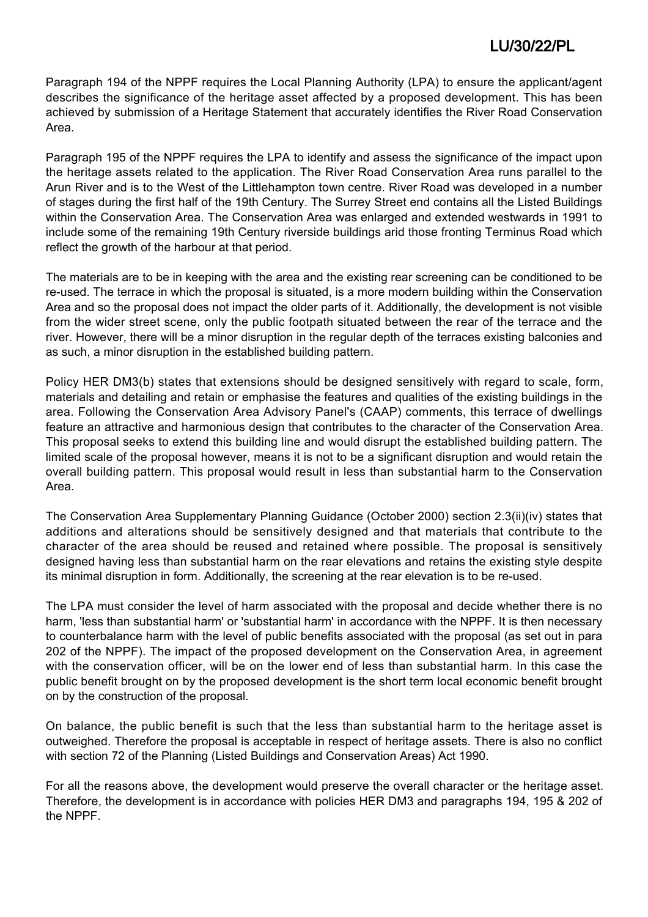Paragraph 194 of the NPPF requires the Local Planning Authority (LPA) to ensure the applicant/agent describes the significance of the heritage asset affected by a proposed development. This has been achieved by submission of a Heritage Statement that accurately identifies the River Road Conservation Area.

Paragraph 195 of the NPPF requires the LPA to identify and assess the significance of the impact upon the heritage assets related to the application. The River Road Conservation Area runs parallel to the Arun River and is to the West of the Littlehampton town centre. River Road was developed in a number of stages during the first half of the 19th Century. The Surrey Street end contains all the Listed Buildings within the Conservation Area. The Conservation Area was enlarged and extended westwards in 1991 to include some of the remaining 19th Century riverside buildings arid those fronting Terminus Road which reflect the growth of the harbour at that period.

The materials are to be in keeping with the area and the existing rear screening can be conditioned to be re-used. The terrace in which the proposal is situated, is a more modern building within the Conservation Area and so the proposal does not impact the older parts of it. Additionally, the development is not visible from the wider street scene, only the public footpath situated between the rear of the terrace and the river. However, there will be a minor disruption in the regular depth of the terraces existing balconies and as such, a minor disruption in the established building pattern.

Policy HER DM3(b) states that extensions should be designed sensitively with regard to scale, form, materials and detailing and retain or emphasise the features and qualities of the existing buildings in the area. Following the Conservation Area Advisory Panel's (CAAP) comments, this terrace of dwellings feature an attractive and harmonious design that contributes to the character of the Conservation Area. This proposal seeks to extend this building line and would disrupt the established building pattern. The limited scale of the proposal however, means it is not to be a significant disruption and would retain the overall building pattern. This proposal would result in less than substantial harm to the Conservation Area.

The Conservation Area Supplementary Planning Guidance (October 2000) section 2.3(ii)(iv) states that additions and alterations should be sensitively designed and that materials that contribute to the character of the area should be reused and retained where possible. The proposal is sensitively designed having less than substantial harm on the rear elevations and retains the existing style despite its minimal disruption in form. Additionally, the screening at the rear elevation is to be re-used.

The LPA must consider the level of harm associated with the proposal and decide whether there is no harm, 'less than substantial harm' or 'substantial harm' in accordance with the NPPF. It is then necessary to counterbalance harm with the level of public benefits associated with the proposal (as set out in para 202 of the NPPF). The impact of the proposed development on the Conservation Area, in agreement with the conservation officer, will be on the lower end of less than substantial harm. In this case the public benefit brought on by the proposed development is the short term local economic benefit brought on by the construction of the proposal.

On balance, the public benefit is such that the less than substantial harm to the heritage asset is outweighed. Therefore the proposal is acceptable in respect of heritage assets. There is also no conflict with section 72 of the Planning (Listed Buildings and Conservation Areas) Act 1990.

For all the reasons above, the development would preserve the overall character or the heritage asset. Therefore, the development is in accordance with policies HER DM3 and paragraphs 194, 195 & 202 of the NPPF.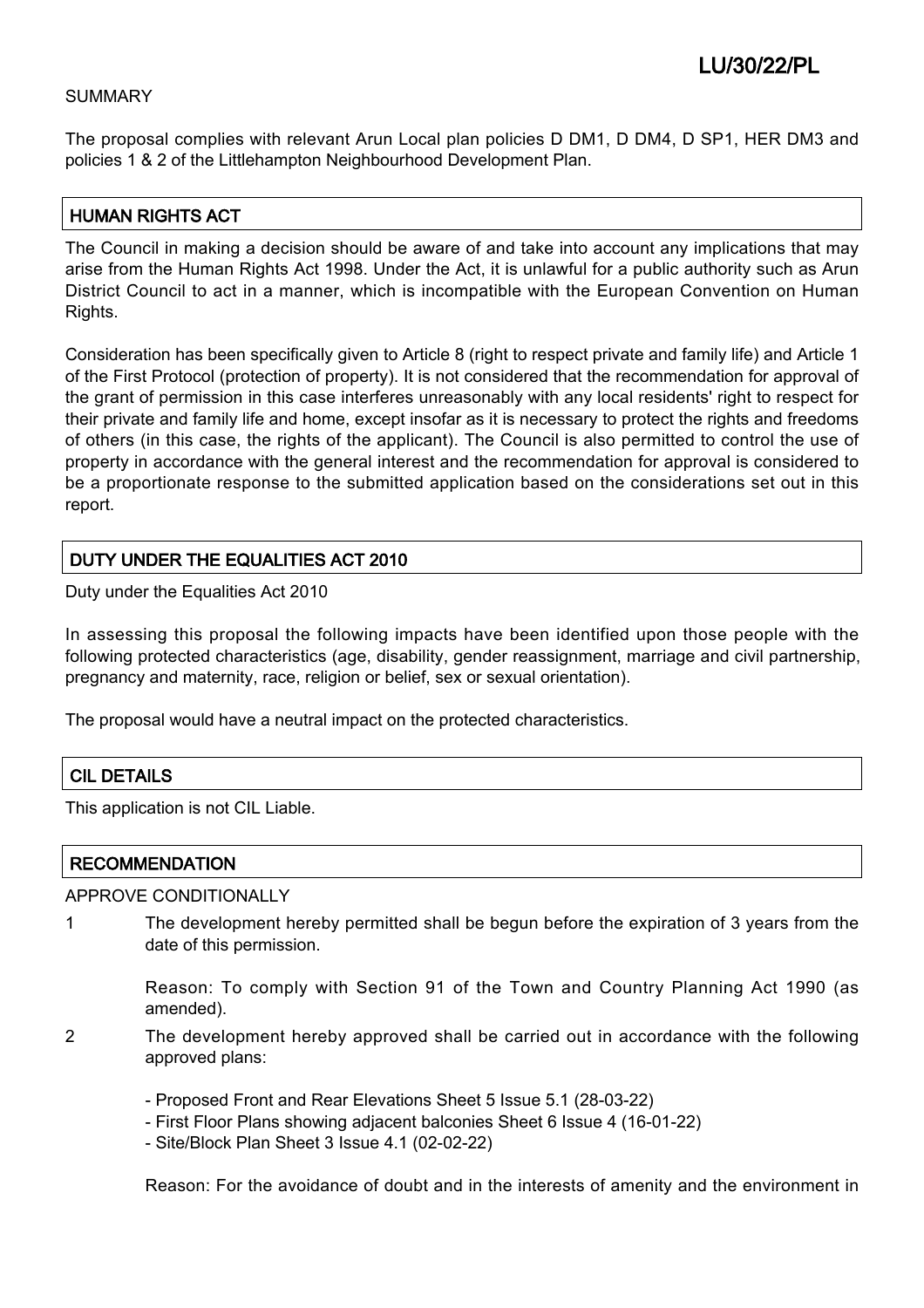SUMMARY

The proposal complies with relevant Arun Local plan policies D DM1, D DM4, D SP1, HER DM3 and policies 1 & 2 of the Littlehampton Neighbourhood Development Plan.

## HUMAN RIGHTS ACT

The Council in making a decision should be aware of and take into account any implications that may arise from the Human Rights Act 1998. Under the Act, it is unlawful for a public authority such as Arun District Council to act in a manner, which is incompatible with the European Convention on Human Rights.

Consideration has been specifically given to Article 8 (right to respect private and family life) and Article 1 of the First Protocol (protection of property). It is not considered that the recommendation for approval of the grant of permission in this case interferes unreasonably with any local residents' right to respect for their private and family life and home, except insofar as it is necessary to protect the rights and freedoms of others (in this case, the rights of the applicant). The Council is also permitted to control the use of property in accordance with the general interest and the recommendation for approval is considered to be a proportionate response to the submitted application based on the considerations set out in this report.

## DUTY UNDER THE EQUALITIES ACT 2010

Duty under the Equalities Act 2010

In assessing this proposal the following impacts have been identified upon those people with the following protected characteristics (age, disability, gender reassignment, marriage and civil partnership, pregnancy and maternity, race, religion or belief, sex or sexual orientation).

The proposal would have a neutral impact on the protected characteristics.

## CIL DETAILS

This application is not CIL Liable.

## RECOMMENDATION

APPROVE CONDITIONALLY

1 The development hereby permitted shall be begun before the expiration of 3 years from the date of this permission.

Reason: To comply with Section 91 of the Town and Country Planning Act 1990 (as amended).

2 The development hereby approved shall be carried out in accordance with the following approved plans:

- Proposed Front and Rear Elevations Sheet 5 Issue 5.1 (28-03-22)
- First Floor Plans showing adjacent balconies Sheet 6 Issue 4 (16-01-22)
- Site/Block Plan Sheet 3 Issue 4.1 (02-02-22)

Reason: For the avoidance of doubt and in the interests of amenity and the environment in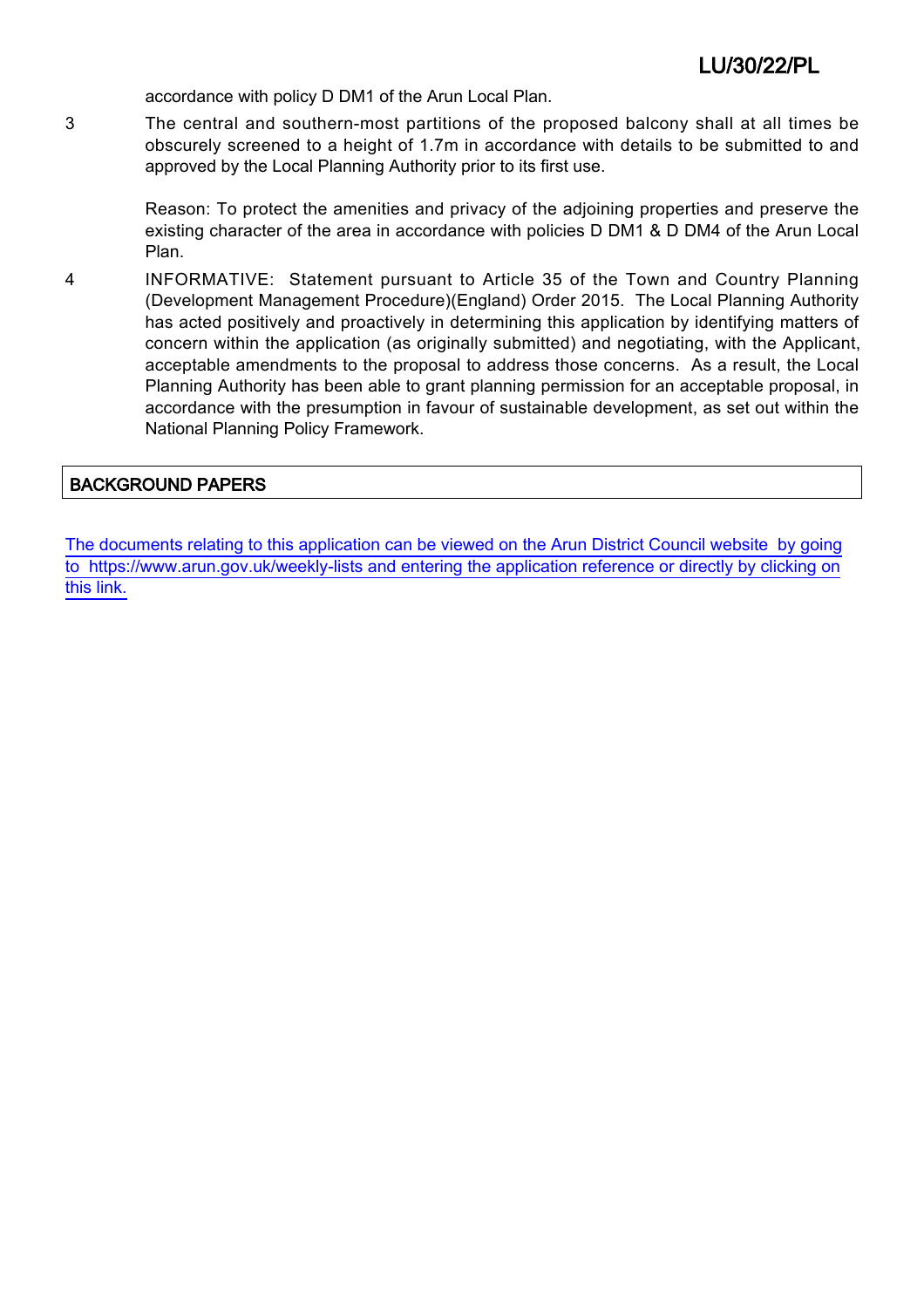accordance with policy D DM1 of the Arun Local Plan.

3 The central and southern-most partitions of the proposed balcony shall at all times be obscurely screened to a height of 1.7m in accordance with details to be submitted to and approved by the Local Planning Authority prior to its first use.

Reason: To protect the amenities and privacy of the adjoining properties and preserve the existing character of the area in accordance with policies D DM1 & D DM4 of the Arun Local Plan.

4 INFORMATIVE: Statement pursuant to Article 35 of the Town and Country Planning (Development Management Procedure)(England) Order 2015. The Local Planning Authority has acted positively and proactively in determining this application by identifying matters of concern within the application (as originally submitted) and negotiating, with the Applicant, acceptable amendments to the proposal to address those concerns. As a result, the Local Planning Authority has been able to grant planning permission for an acceptable proposal, in accordance with the presumption in favour of sustainable development, as set out within the National Planning Policy Framework.

## BACKGROUND PAPERS

The documents relating to this application can be viewed on the Arun District Council website by going to https://www.arun.gov.uk/weekly-lists and entering the application reference or directly by clicking on this link.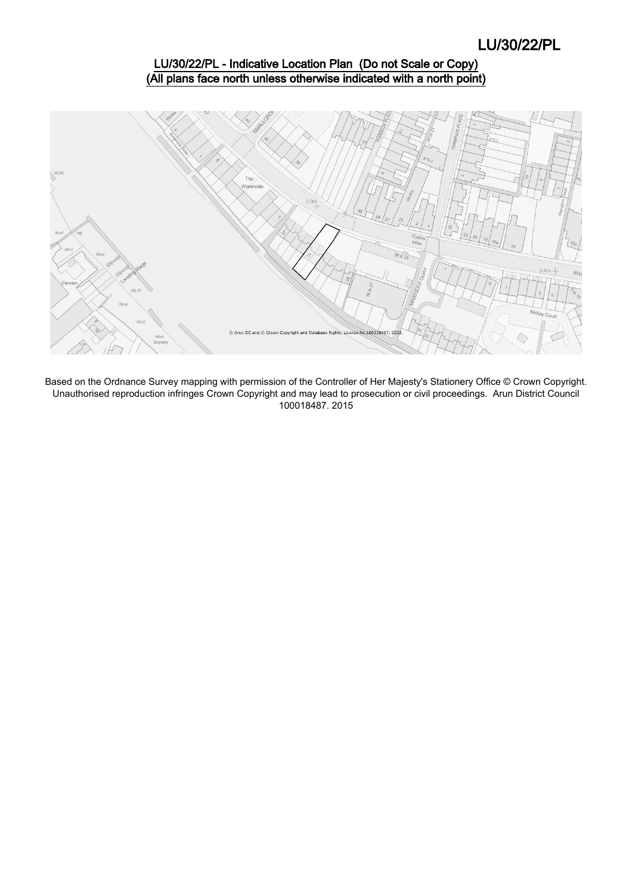# LU/30/22/PL

## LU/30/22/PL - Indicative Location Plan (Do not Scale or Copy)
## (All plans face north unless otherwise indicated with a north point)

Based on the Ordnance Survey mapping with permission of the Controller of Her Majesty's Stationery Office © Crown Copyright. Unauthorised reproduction infringes Crown Copyright and may lead to prosecution or civil proceedings. Arun District Council 100018487. 2015